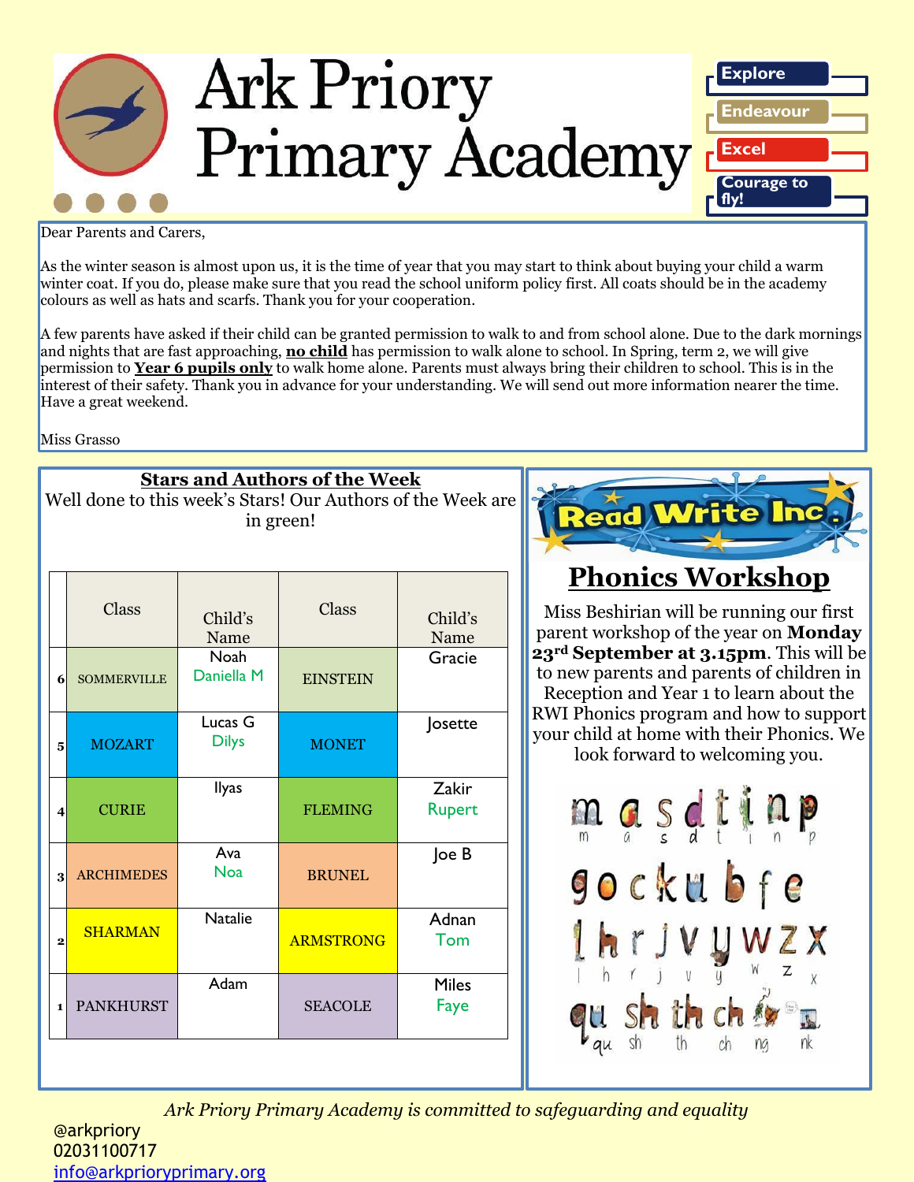# Ark Priory Primary Academy

Explore

Endeavour

Excel

Courage to fly!

Dear Parents and Carers,

As the winter season is almost upon us, it is the time of year that you may start to think about buying your child a warm winter coat. If you do, please make sure that you read the school uniform policy first. All coats should be in the academy colours as well as hats and scarfs. Thank you for your cooperation.

A few parents have asked if their child can be granted permission to walk to and from school alone. Due to the dark mornings and nights that are fast approaching, **no child** has permission to walk alone to school. In Spring, term 2, we will give permission to **Year 6 pupils only** to walk home alone. Parents must always bring their children to school. This is in the interest of their safety. Thank you in advance for your understanding. We will send out more information nearer the time. Have a great weekend.

Miss Grasso

## Stars and Authors of the Week

Well done to this week's Stars! Our Authors of the Week are in green!

| | Class | Child's Name | Class | Child's Name |
|---|---|---|---|---|
| 6 | SOMMERVILLE | Noah<br>Daniella M | EINSTEIN | Gracie |
| 5 | MOZART | Lucas G<br>Dilys | MONET | Josette |
| 4 | CURIE | Ilyas | FLEMING | Zakir<br>Rupert |
| 3 | ARCHIMEDES | Ava<br>Noa | BRUNEL | Joe B |
| 2 | SHARMAN | Natalie | ARMSTRONG | Adnan<br>Tom |
| 1 | PANKHURST | Adam | SEACOLE | Miles<br>Faye |

Read Write Inc.

## Phonics Workshop

Miss Beshirian will be running our first parent workshop of the year on **Monday 23rd September at 3.15pm**. This will be to new parents and parents of children in Reception and Year 1 to learn about the RWI Phonics program and how to support your child at home with their Phonics. We look forward to welcoming you.

m a s d t i n p

g o c k u b f e

l h r j v y w z x

qu sh th ch ng nk

*Ark Priory Primary Academy is committed to safeguarding and equality*

@arkpriory
02031100717
info@arkprioryprimary.org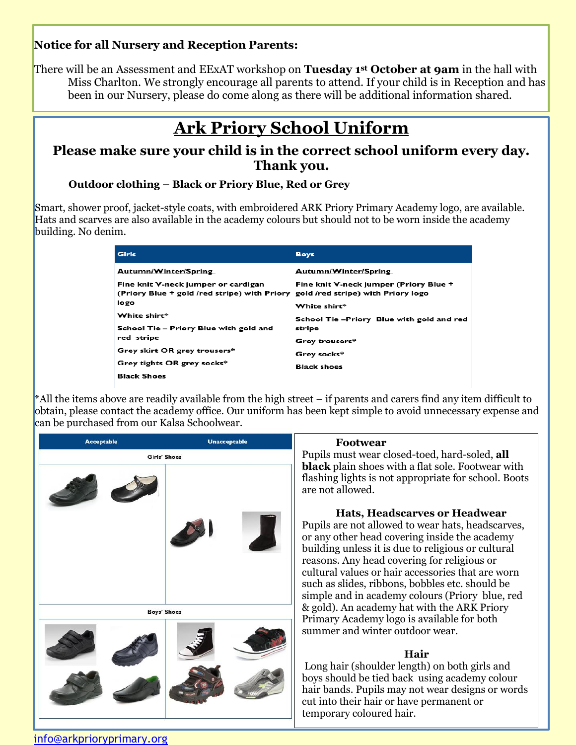**Notice for all Nursery and Reception Parents:**

There will be an Assessment and EExAT workshop on **Tuesday 1st October at 9am** in the hall with Miss Charlton. We strongly encourage all parents to attend. If your child is in Reception and has been in our Nursery, please do come along as there will be additional information shared.

# Ark Priory School Uniform

## Please make sure your child is in the correct school uniform every day. Thank you.

**Outdoor clothing – Black or Priory Blue, Red or Grey**

Smart, shower proof, jacket-style coats, with embroidered ARK Priory Primary Academy logo, are available. Hats and scarves are also available in the academy colours but should not to be worn inside the academy building. No denim.

| Girls | Boys |
|---|---|
| Autumn/Winter/Spring | Autumn/Winter/Spring |
| Fine knit V-neck jumper or cardigan (Priory Blue + gold /red stripe) with Priory logo | Fine knit V-neck jumper (Priory Blue + gold /red stripe) with Priory logo |
| White shirt* | White shirt* |
| School Tie – Priory Blue with gold and red stripe | School Tie –Priory Blue with gold and red stripe |
| Grey skirt OR grey trousers* | Grey trousers* |
| Grey tights OR grey socks* | Grey socks* |
| Black Shoes | Black shoes |

*All the items above are readily available from the high street – if parents and carers find any item difficult to obtain, please contact the academy office. Our uniform has been kept simple to avoid unnecessary expense and can be purchased from our Kalsa Schoolwear.

| Acceptable | Unacceptable |
|---|---|
| Girls' Shoes | |
| Boys' Shoes | |

**Footwear**

Pupils must wear closed-toed, hard-soled, **all black** plain shoes with a flat sole. Footwear with flashing lights is not appropriate for school. Boots are not allowed.

**Hats, Headscarves or Headwear**

Pupils are not allowed to wear hats, headscarves, or any other head covering inside the academy building unless it is due to religious or cultural reasons. Any head covering for religious or cultural values or hair accessories that are worn such as slides, ribbons, bobbles etc. should be simple and in academy colours (Priory blue, red & gold). An academy hat with the ARK Priory Primary Academy logo is available for both summer and winter outdoor wear.

**Hair**

Long hair (shoulder length) on both girls and boys should be tied back using academy colour hair bands. Pupils may not wear designs or words cut into their hair or have permanent or temporary coloured hair.

info@arkprioryprimary.org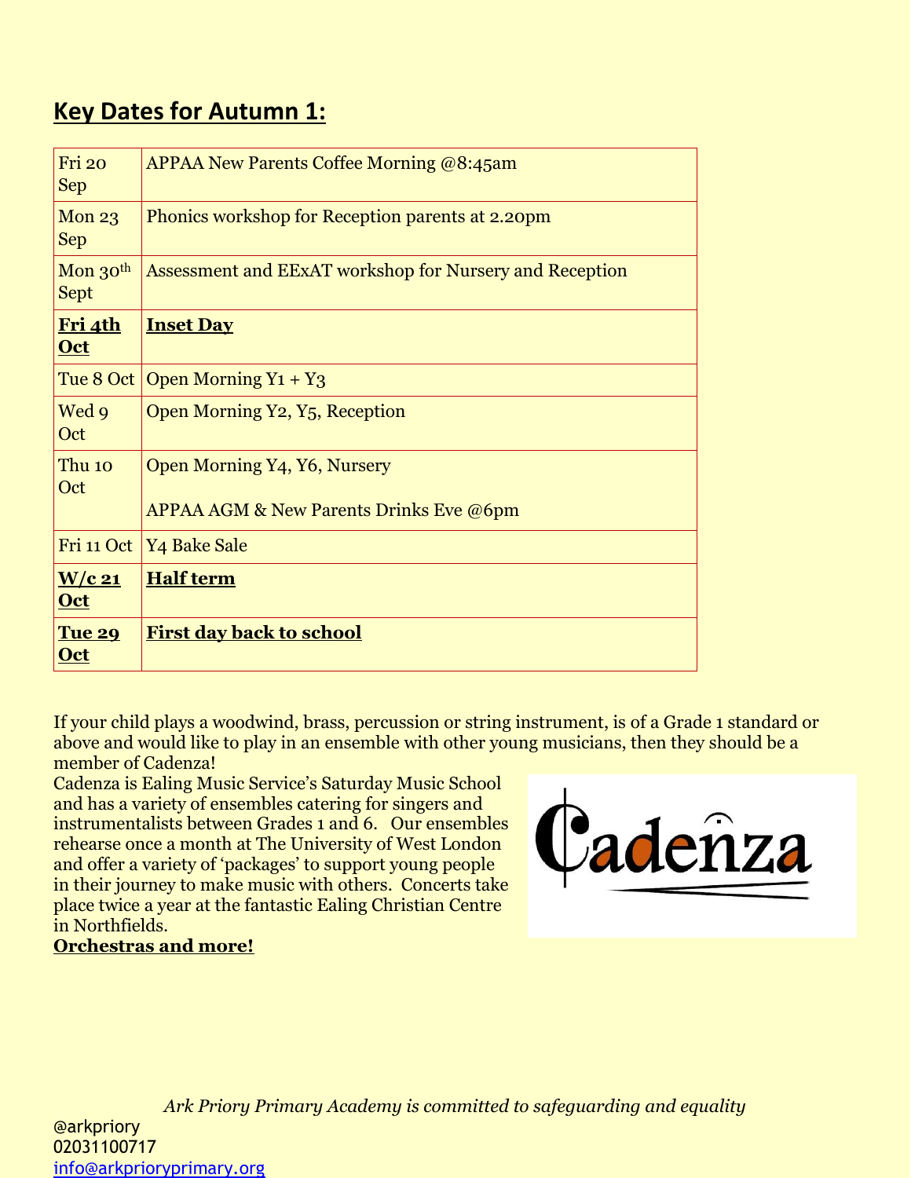## **Key Dates for Autumn 1:**

| | |
|---|---|
| Fri 20 Sep | APPAA New Parents Coffee Morning @8:45am |
| Mon 23 Sep | Phonics workshop for Reception parents at 2.20pm |
| Mon 30th Sept | Assessment and EExAT workshop for Nursery and Reception |
| **Fri 4th Oct** | **Inset Day** |
| Tue 8 Oct | Open Morning Y1 + Y3 |
| Wed 9 Oct | Open Morning Y2, Y5, Reception |
| Thu 10 Oct | Open Morning Y4, Y6, Nursery<br><br>APPAA AGM & New Parents Drinks Eve @6pm |
| Fri 11 Oct | Y4 Bake Sale |
| **W/c 21 Oct** | **Half term** |
| **Tue 29 Oct** | **First day back to school** |

If your child plays a woodwind, brass, percussion or string instrument, is of a Grade 1 standard or above and would like to play in an ensemble with other young musicians, then they should be a member of Cadenza!

Cadenza is Ealing Music Service's Saturday Music School and has a variety of ensembles catering for singers and instrumentalists between Grades 1 and 6. Our ensembles rehearse once a month at The University of West London and offer a variety of 'packages' to support young people in their journey to make music with others. Concerts take place twice a year at the fantastic Ealing Christian Centre in Northfields.

**Orchestras and more!**

Cadenza

*Ark Priory Primary Academy is committed to safeguarding and equality*

@arkpriory
02031100717
info@arkprioryprimary.org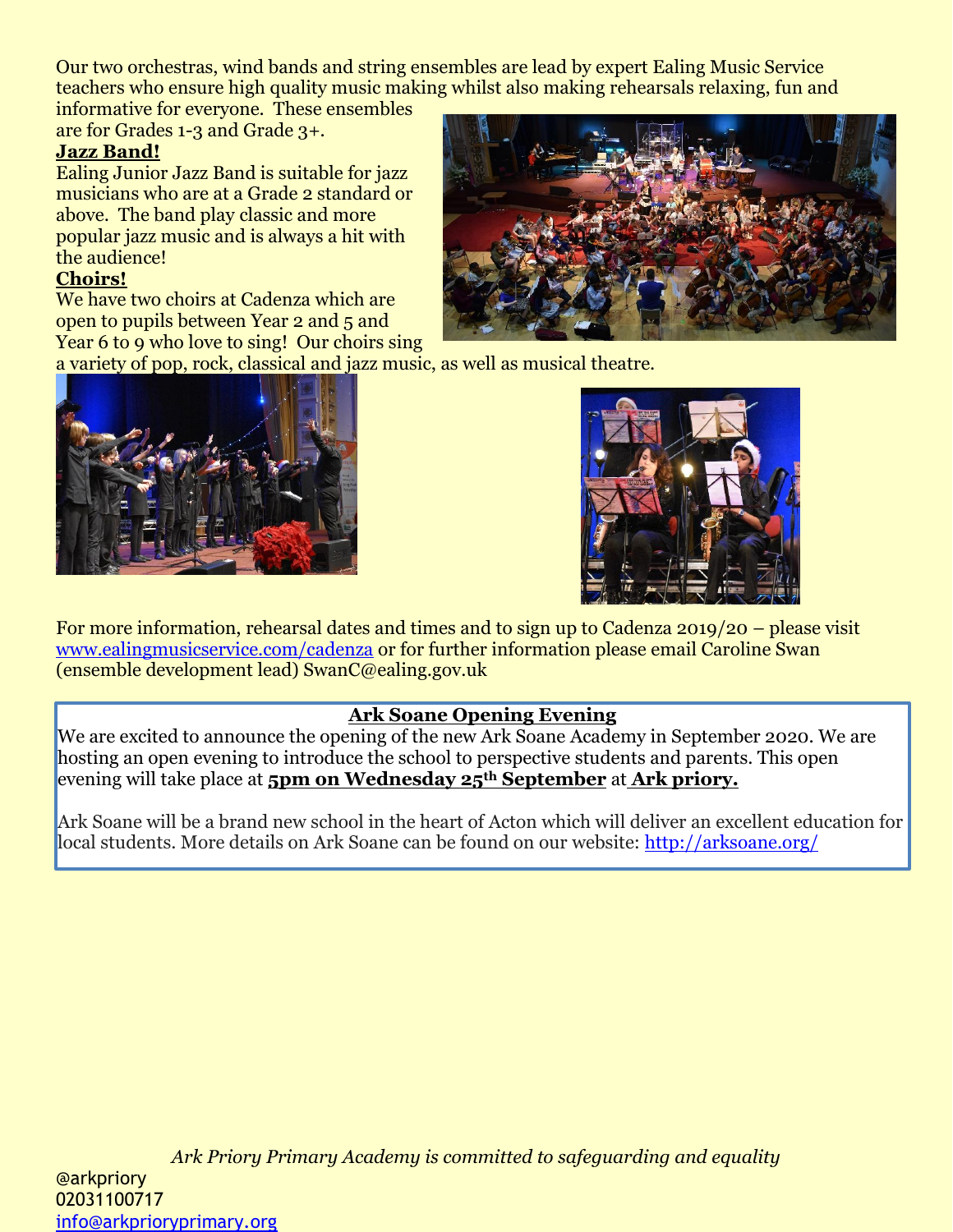Our two orchestras, wind bands and string ensembles are lead by expert Ealing Music Service teachers who ensure high quality music making whilst also making rehearsals relaxing, fun and informative for everyone. These ensembles are for Grades 1-3 and Grade 3+.

**Jazz Band!**

Ealing Junior Jazz Band is suitable for jazz musicians who are at a Grade 2 standard or above. The band play classic and more popular jazz music and is always a hit with the audience!

**Choirs!**

We have two choirs at Cadenza which are open to pupils between Year 2 and 5 and Year 6 to 9 who love to sing! Our choirs sing a variety of pop, rock, classical and jazz music, as well as musical theatre.

For more information, rehearsal dates and times and to sign up to Cadenza 2019/20 – please visit www.ealingmusicservice.com/cadenza or for further information please email Caroline Swan (ensemble development lead) SwanC@ealing.gov.uk

**Ark Soane Opening Evening**

We are excited to announce the opening of the new Ark Soane Academy in September 2020. We are hosting an open evening to introduce the school to perspective students and parents. This open evening will take place at **5pm on Wednesday 25th September** at **Ark priory.**

Ark Soane will be a brand new school in the heart of Acton which will deliver an excellent education for local students. More details on Ark Soane can be found on our website: http://arksoane.org/

*Ark Priory Primary Academy is committed to safeguarding and equality*

@arkpriory
02031100717
info@arkprioryprimary.org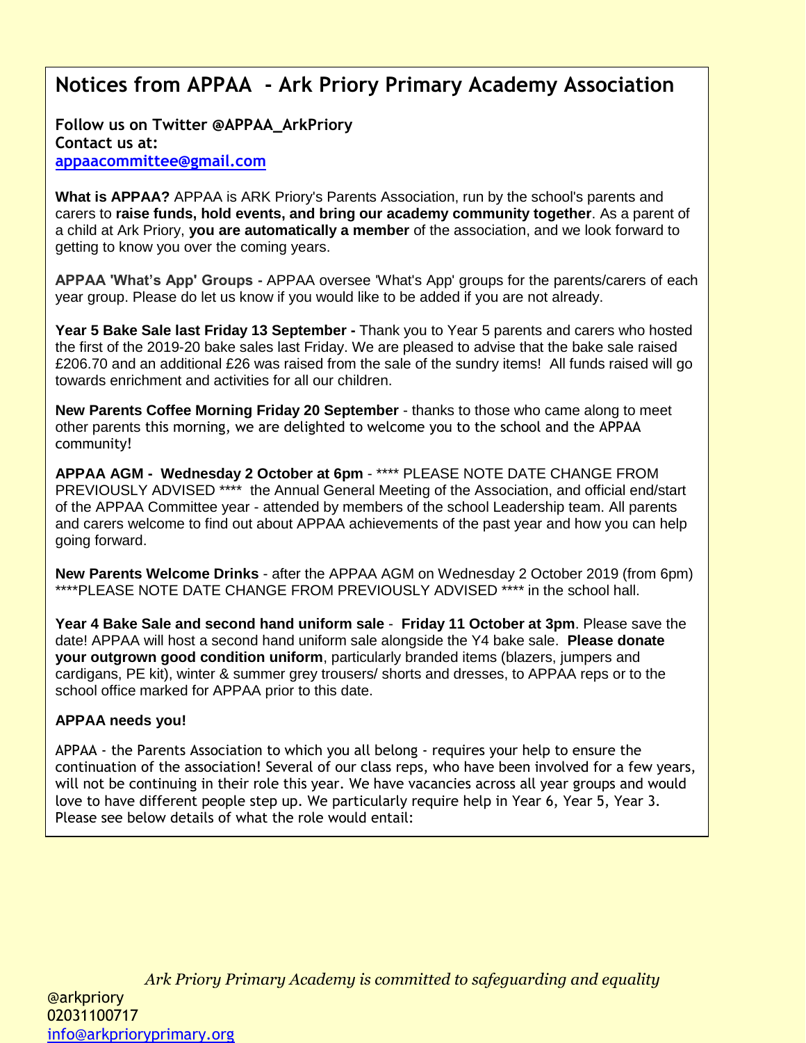## Notices from APPAA - Ark Priory Primary Academy Association

**Follow us on Twitter @APPAA_ArkPriory**
**Contact us at:**
**appaacommittee@gmail.com**

**What is APPAA?** APPAA is ARK Priory's Parents Association, run by the school's parents and carers to **raise funds, hold events, and bring our academy community together**. As a parent of a child at Ark Priory, **you are automatically a member** of the association, and we look forward to getting to know you over the coming years.

**APPAA 'What's App' Groups -** APPAA oversee 'What's App' groups for the parents/carers of each year group. Please do let us know if you would like to be added if you are not already.

**Year 5 Bake Sale last Friday 13 September -** Thank you to Year 5 parents and carers who hosted the first of the 2019-20 bake sales last Friday. We are pleased to advise that the bake sale raised £206.70 and an additional £26 was raised from the sale of the sundry items! All funds raised will go towards enrichment and activities for all our children.

**New Parents Coffee Morning Friday 20 September** - thanks to those who came along to meet other parents this morning, we are delighted to welcome you to the school and the APPAA community!

**APPAA AGM - Wednesday 2 October at 6pm** - **** PLEASE NOTE DATE CHANGE FROM PREVIOUSLY ADVISED **** the Annual General Meeting of the Association, and official end/start of the APPAA Committee year - attended by members of the school Leadership team. All parents and carers welcome to find out about APPAA achievements of the past year and how you can help going forward.

**New Parents Welcome Drinks** - after the APPAA AGM on Wednesday 2 October 2019 (from 6pm) ****PLEASE NOTE DATE CHANGE FROM PREVIOUSLY ADVISED **** in the school hall.

**Year 4 Bake Sale and second hand uniform sale** - **Friday 11 October at 3pm**. Please save the date! APPAA will host a second hand uniform sale alongside the Y4 bake sale. **Please donate your outgrown good condition uniform**, particularly branded items (blazers, jumpers and cardigans, PE kit), winter & summer grey trousers/ shorts and dresses, to APPAA reps or to the school office marked for APPAA prior to this date.

**APPAA needs you!**

APPAA - the Parents Association to which you all belong - requires your help to ensure the continuation of the association! Several of our class reps, who have been involved for a few years, will not be continuing in their role this year. We have vacancies across all year groups and would love to have different people step up. We particularly require help in Year 6, Year 5, Year 3. Please see below details of what the role would entail:

*Ark Priory Primary Academy is committed to safeguarding and equality*

@arkpriory
02031100717
info@arkprioryprimary.org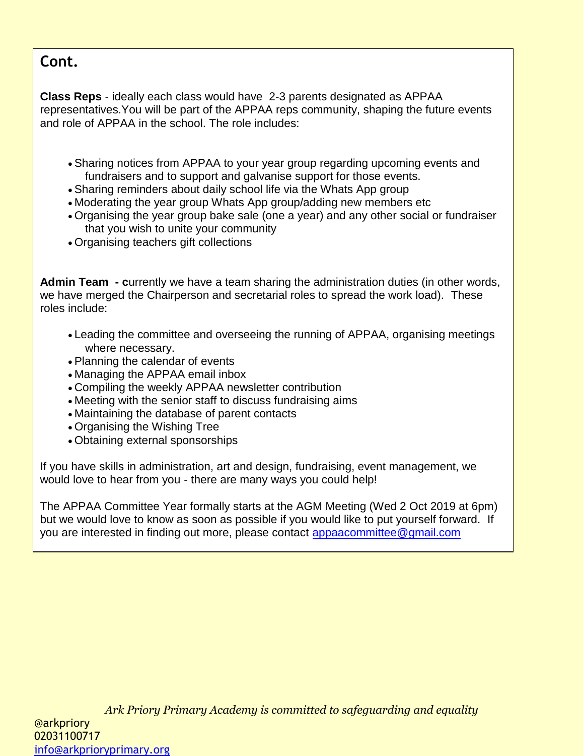## Cont.

**Class Reps** - ideally each class would have 2-3 parents designated as APPAA representatives.You will be part of the APPAA reps community, shaping the future events and role of APPAA in the school. The role includes:

- Sharing notices from APPAA to your year group regarding upcoming events and fundraisers and to support and galvanise support for those events.
- Sharing reminders about daily school life via the Whats App group
- Moderating the year group Whats App group/adding new members etc
- Organising the year group bake sale (one a year) and any other social or fundraiser that you wish to unite your community
- Organising teachers gift collections

**Admin Team - c**urrently we have a team sharing the administration duties (in other words, we have merged the Chairperson and secretarial roles to spread the work load). These roles include:

- Leading the committee and overseeing the running of APPAA, organising meetings where necessary.
- Planning the calendar of events
- Managing the APPAA email inbox
- Compiling the weekly APPAA newsletter contribution
- Meeting with the senior staff to discuss fundraising aims
- Maintaining the database of parent contacts
- Organising the Wishing Tree
- Obtaining external sponsorships

If you have skills in administration, art and design, fundraising, event management, we would love to hear from you - there are many ways you could help!

The APPAA Committee Year formally starts at the AGM Meeting (Wed 2 Oct 2019 at 6pm) but we would love to know as soon as possible if you would like to put yourself forward. If you are interested in finding out more, please contact appaacommittee@gmail.com

*Ark Priory Primary Academy is committed to safeguarding and equality*

@arkpriory
02031100717
info@arkprioryprimary.org